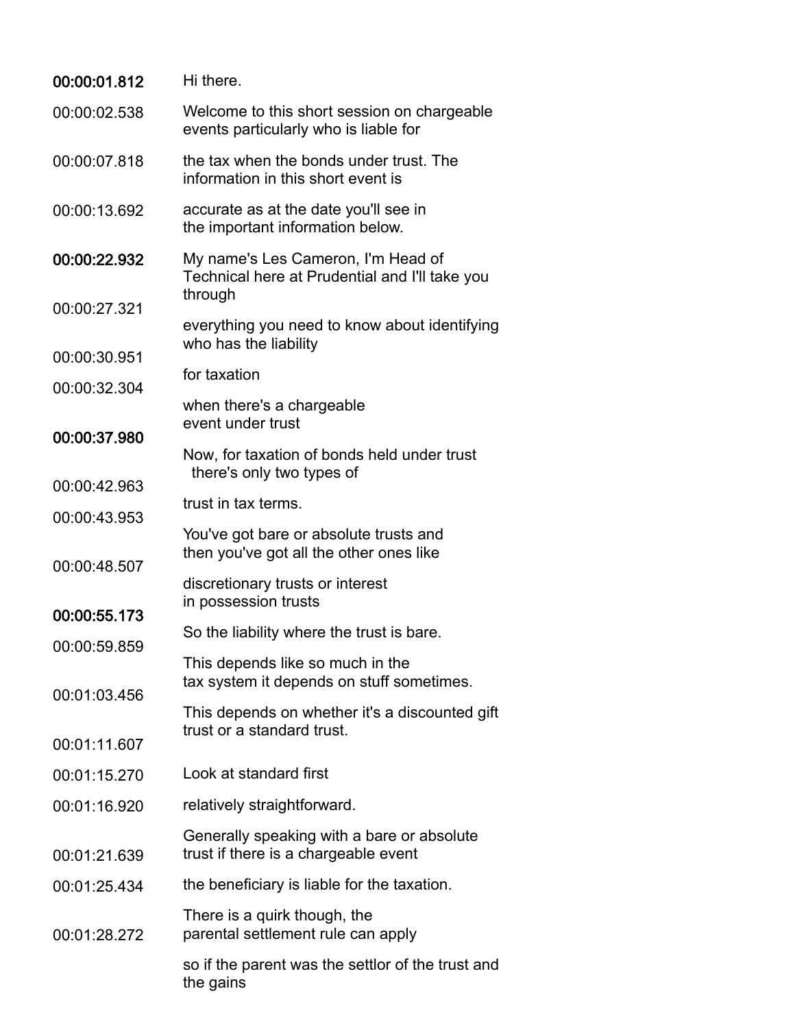| | |
|---|---|
| 00:00:01.812 | Hi there. |
| 00:00:02.538 | Welcome to this short session on chargeable events particularly who is liable for |
| 00:00:07.818 | the tax when the bonds under trust. The information in this short event is |
| 00:00:13.692 | accurate as at the date you'll see in the important information below. |
| 00:00:22.932 | My name's Les Cameron, I'm Head of Technical here at Prudential and I'll take you through |
| 00:00:27.321 | everything you need to know about identifying who has the liability |
| 00:00:30.951 | for taxation |
| 00:00:32.304 | when there's a chargeable event under trust |
| 00:00:37.980 | Now, for taxation of bonds held under trust there's only two types of |
| 00:00:42.963 | trust in tax terms. |
| 00:00:43.953 | You've got bare or absolute trusts and then you've got all the other ones like |
| 00:00:48.507 | discretionary trusts or interest in possession trusts |
| 00:00:55.173 | So the liability where the trust is bare. |
| 00:00:59.859 | This depends like so much in the tax system it depends on stuff sometimes. |
| 00:01:03.456 | This depends on whether it's a discounted gift trust or a standard trust. |
| 00:01:11.607 | |
| 00:01:15.270 | Look at standard first |
| 00:01:16.920 | relatively straightforward. |
| 00:01:21.639 | Generally speaking with a bare or absolute trust if there is a chargeable event |
| 00:01:25.434 | the beneficiary is liable for the taxation. |
| 00:01:28.272 | There is a quirk though, the parental settlement rule can apply |
| | so if the parent was the settlor of the trust and the gains |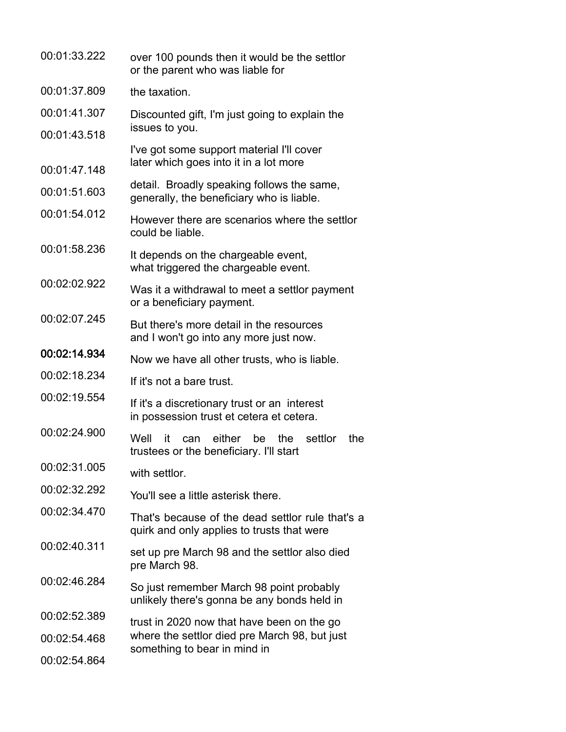| | |
|---|---|
| 00:01:33.222 | over 100 pounds then it would be the settlor or the parent who was liable for |
| 00:01:37.809 | the taxation. |
| 00:01:41.307 | Discounted gift, I'm just going to explain the |
| 00:01:43.518 | issues to you. |
| | I've got some support material I'll cover later which goes into it in a lot more |
| 00:01:47.148 | |
| 00:01:51.603 | detail. Broadly speaking follows the same, generally, the beneficiary who is liable. |
| 00:01:54.012 | However there are scenarios where the settlor could be liable. |
| 00:01:58.236 | It depends on the chargeable event, what triggered the chargeable event. |
| 00:02:02.922 | Was it a withdrawal to meet a settlor payment or a beneficiary payment. |
| 00:02:07.245 | But there's more detail in the resources and I won't go into any more just now. |
| 00:02:14.934 | Now we have all other trusts, who is liable. |
| 00:02:18.234 | If it's not a bare trust. |
| 00:02:19.554 | If it's a discretionary trust or an interest in possession trust et cetera et cetera. |
| 00:02:24.900 | Well it can either be the settlor the trustees or the beneficiary. I'll start |
| 00:02:31.005 | with settlor. |
| 00:02:32.292 | You'll see a little asterisk there. |
| 00:02:34.470 | That's because of the dead settlor rule that's a quirk and only applies to trusts that were |
| 00:02:40.311 | set up pre March 98 and the settlor also died pre March 98. |
| 00:02:46.284 | So just remember March 98 point probably unlikely there's gonna be any bonds held in |
| 00:02:52.389 | trust in 2020 now that have been on the go |
| 00:02:54.468 | where the settlor died pre March 98, but just something to bear in mind in |
| 00:02:54.864 | |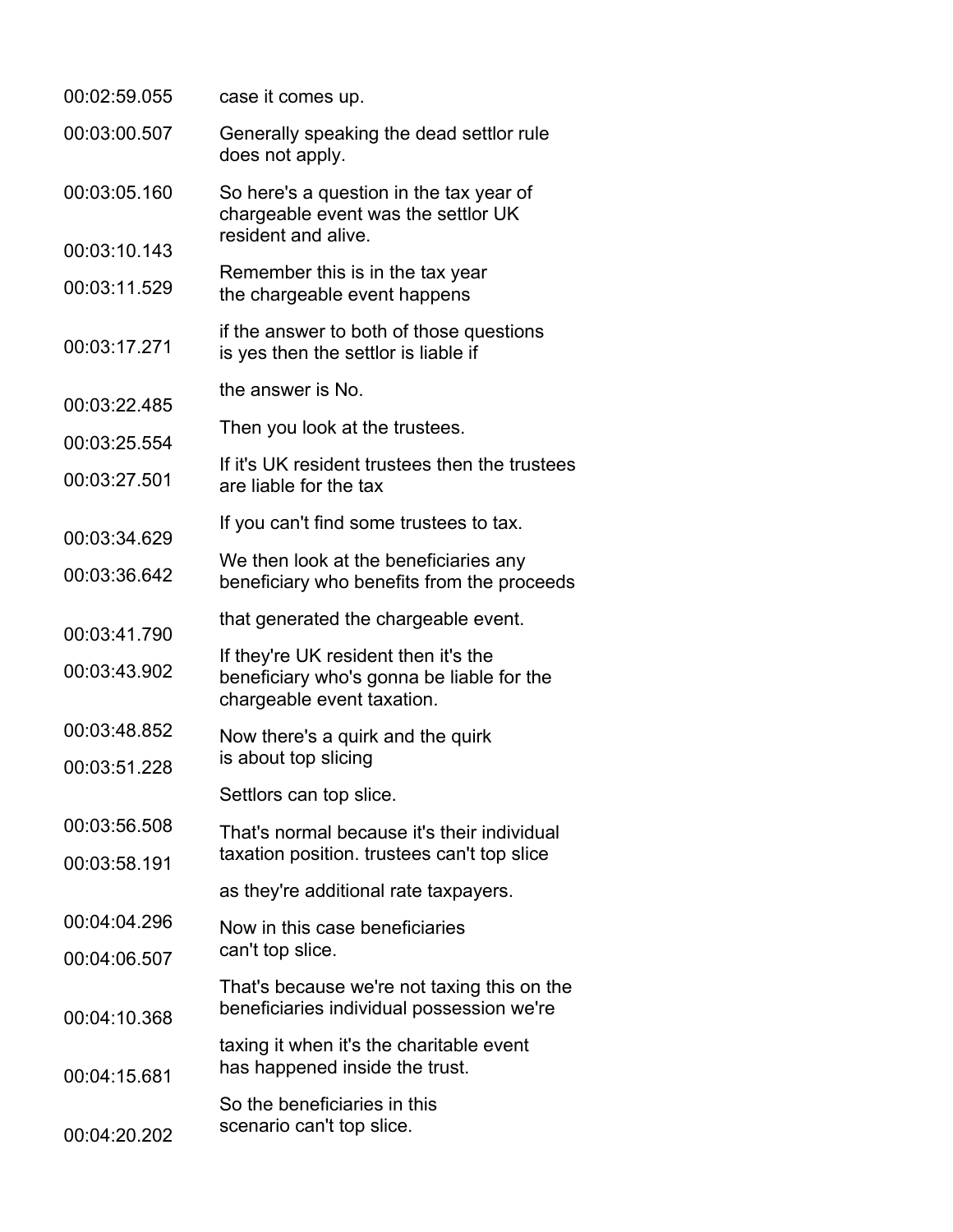| | |
|---|---|
| 00:02:59.055 | case it comes up. |
| 00:03:00.507 | Generally speaking the dead settlor rule does not apply. |
| 00:03:05.160 | So here's a question in the tax year of chargeable event was the settlor UK resident and alive. |
| 00:03:10.143 | Remember this is in the tax year |
| 00:03:11.529 | the chargeable event happens |
| 00:03:17.271 | if the answer to both of those questions is yes then the settlor is liable if |
| 00:03:22.485 | the answer is No. |
| 00:03:25.554 | Then you look at the trustees. |
| 00:03:27.501 | If it's UK resident trustees then the trustees are liable for the tax |
| 00:03:34.629 | If you can't find some trustees to tax. |
| 00:03:36.642 | We then look at the beneficiaries any beneficiary who benefits from the proceeds |
| 00:03:41.790 | that generated the chargeable event. |
| 00:03:43.902 | If they're UK resident then it's the beneficiary who's gonna be liable for the chargeable event taxation. |
| 00:03:48.852 | Now there's a quirk and the quirk |
| 00:03:51.228 | is about top slicing |
| 00:03:56.508 | Settlors can top slice. |
| 00:03:58.191 | That's normal because it's their individual taxation position. trustees can't top slice |
| 00:04:04.296 | as they're additional rate taxpayers. |
| 00:04:06.507 | Now in this case beneficiaries can't top slice. |
| 00:04:10.368 | That's because we're not taxing this on the beneficiaries individual possession we're |
| 00:04:15.681 | taxing it when it's the charitable event has happened inside the trust. |
| 00:04:20.202 | So the beneficiaries in this scenario can't top slice. |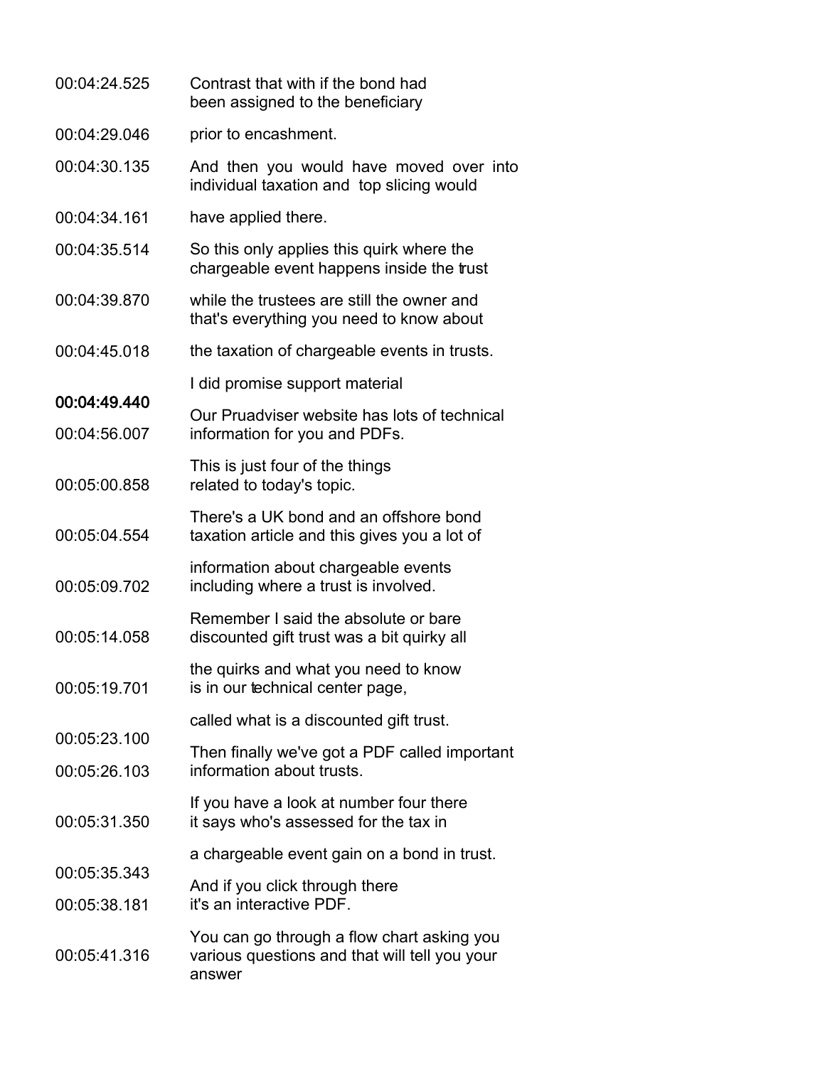| | |
|---|---|
| 00:04:24.525 | Contrast that with if the bond had been assigned to the beneficiary |
| 00:04:29.046 | prior to encashment. |
| 00:04:30.135 | And then you would have moved over into individual taxation and top slicing would |
| 00:04:34.161 | have applied there. |
| 00:04:35.514 | So this only applies this quirk where the chargeable event happens inside the trust |
| 00:04:39.870 | while the trustees are still the owner and that's everything you need to know about |
| 00:04:45.018 | the taxation of chargeable events in trusts. |
| 00:04:49.440 | I did promise support material |
| 00:04:56.007 | Our Pruadviser website has lots of technical information for you and PDFs. |
| 00:05:00.858 | This is just four of the things related to today's topic. |
| 00:05:04.554 | There's a UK bond and an offshore bond taxation article and this gives you a lot of |
| 00:05:09.702 | information about chargeable events including where a trust is involved. |
| 00:05:14.058 | Remember I said the absolute or bare discounted gift trust was a bit quirky all |
| 00:05:19.701 | the quirks and what you need to know is in our technical center page, |
| 00:05:23.100 | called what is a discounted gift trust. |
| 00:05:26.103 | Then finally we've got a PDF called important information about trusts. |
| 00:05:31.350 | If you have a look at number four there it says who's assessed for the tax in |
| 00:05:35.343 | a chargeable event gain on a bond in trust. |
| 00:05:38.181 | And if you click through there it's an interactive PDF. |
| 00:05:41.316 | You can go through a flow chart asking you various questions and that will tell you your answer |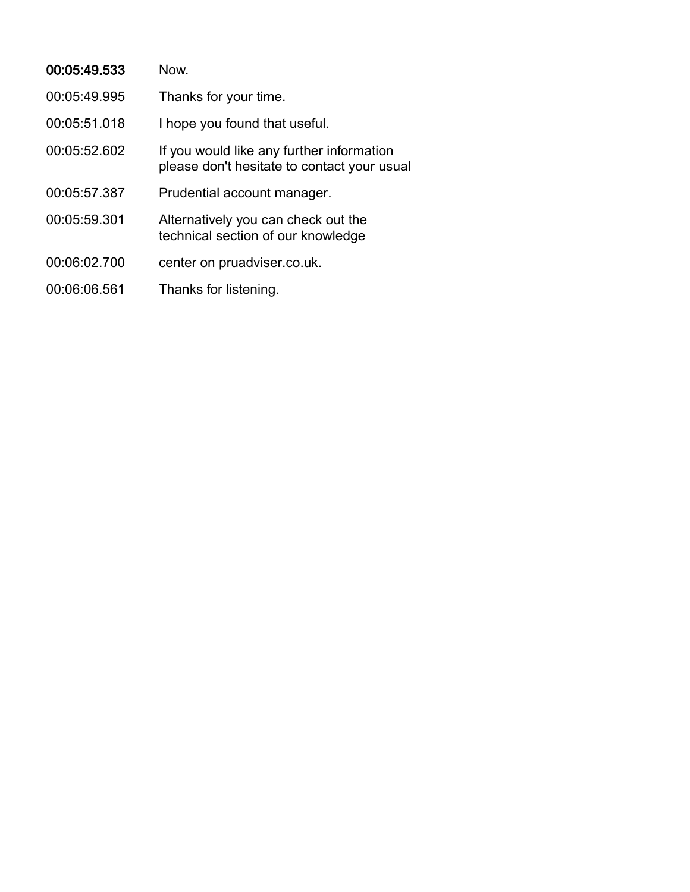| | |
|---|---|
| 00:05:49.533 | Now. |
| 00:05:49.995 | Thanks for your time. |
| 00:05:51.018 | I hope you found that useful. |
| 00:05:52.602 | If you would like any further information please don't hesitate to contact your usual |
| 00:05:57.387 | Prudential account manager. |
| 00:05:59.301 | Alternatively you can check out the technical section of our knowledge |
| 00:06:02.700 | center on pruadviser.co.uk. |
| 00:06:06.561 | Thanks for listening. |